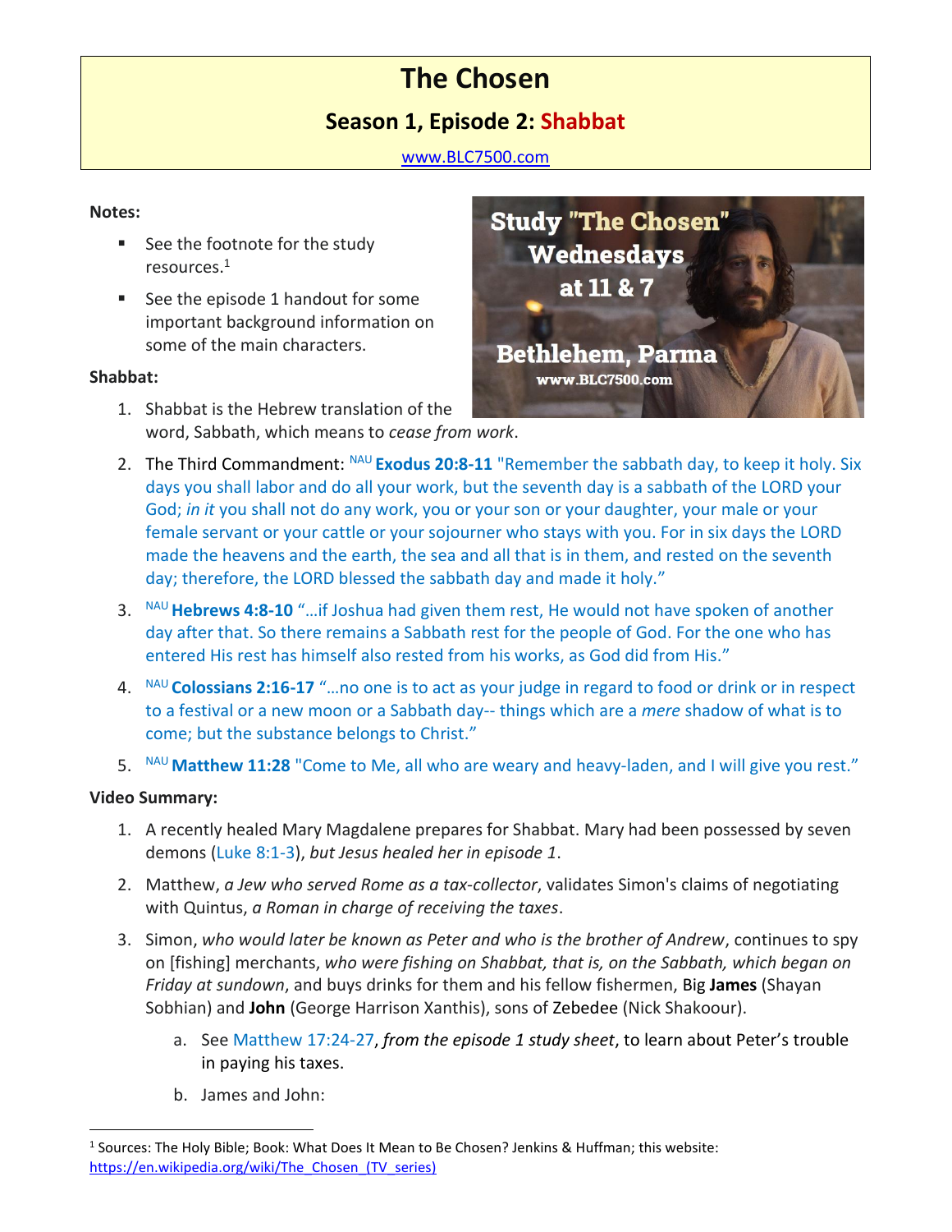# The Chosen

## Season 1, Episode 2: Shabbat

www.BLC7500.com

**Notes:**

- See the footnote for the study resources.[1]
- See the episode 1 handout for some important background information on some of the main characters.

**Shabbat:**

1. Shabbat is the Hebrew translation of the word, Sabbath, which means to *cease from work*.
2. The Third Commandment: NAU **Exodus 20:8-11** "Remember the sabbath day, to keep it holy. Six days you shall labor and do all your work, but the seventh day is a sabbath of the LORD your God; *in it* you shall not do any work, you or your son or your daughter, your male or your female servant or your cattle or your sojourner who stays with you. For in six days the LORD made the heavens and the earth, the sea and all that is in them, and rested on the seventh day; therefore, the LORD blessed the sabbath day and made it holy."
3. NAU **Hebrews 4:8-10** "…if Joshua had given them rest, He would not have spoken of another day after that. So there remains a Sabbath rest for the people of God. For the one who has entered His rest has himself also rested from his works, as God did from His."
4. NAU **Colossians 2:16-17** "…no one is to act as your judge in regard to food or drink or in respect to a festival or a new moon or a Sabbath day-- things which are a *mere* shadow of what is to come; but the substance belongs to Christ."
5. NAU **Matthew 11:28** "Come to Me, all who are weary and heavy-laden, and I will give you rest."

**Video Summary:**

1. A recently healed Mary Magdalene prepares for Shabbat. Mary had been possessed by seven demons (Luke 8:1-3), *but Jesus healed her in episode 1*.
2. Matthew, *a Jew who served Rome as a tax-collector*, validates Simon's claims of negotiating with Quintus, *a Roman in charge of receiving the taxes*.
3. Simon, *who would later be known as Peter and who is the brother of Andrew*, continues to spy on [fishing] merchants, *who were fishing on Shabbat, that is, on the Sabbath, which began on Friday at sundown*, and buys drinks for them and his fellow fishermen, Big **James** (Shayan Sobhian) and **John** (George Harrison Xanthis), sons of Zebedee (Nick Shakoour).
   a. See Matthew 17:24-27, *from the episode 1 study sheet*, to learn about Peter's trouble in paying his taxes.
   b. James and John:

[1] Sources: The Holy Bible; Book: What Does It Mean to Be Chosen? Jenkins & Huffman; this website: https://en.wikipedia.org/wiki/The_Chosen_(TV_series)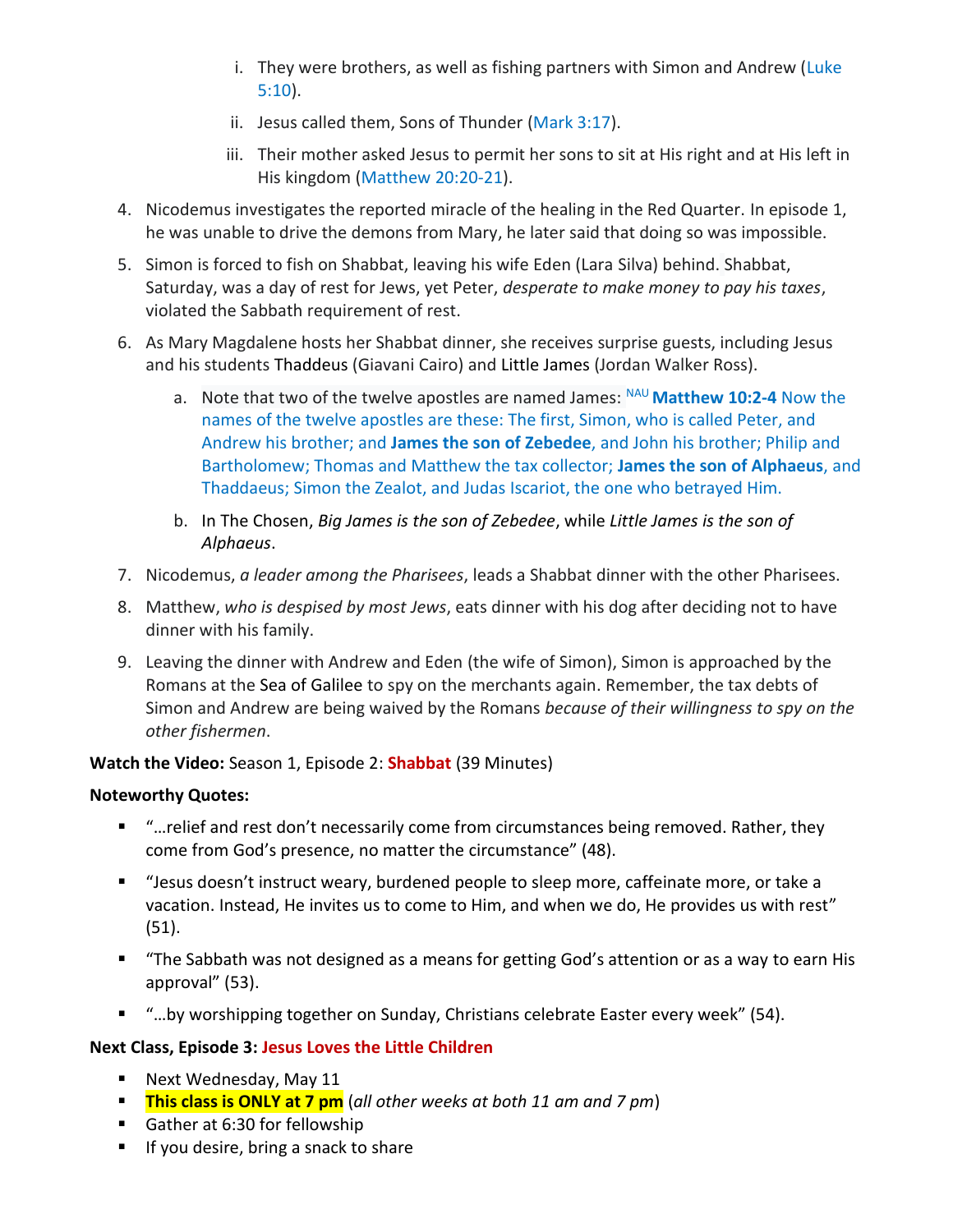i. They were brothers, as well as fishing partners with Simon and Andrew (Luke 5:10).
   ii. Jesus called them, Sons of Thunder (Mark 3:17).
   iii. Their mother asked Jesus to permit her sons to sit at His right and at His left in His kingdom (Matthew 20:20-21).

4. Nicodemus investigates the reported miracle of the healing in the Red Quarter. In episode 1, he was unable to drive the demons from Mary, he later said that doing so was impossible.
5. Simon is forced to fish on Shabbat, leaving his wife Eden (Lara Silva) behind. Shabbat, Saturday, was a day of rest for Jews, yet Peter, *desperate to make money to pay his taxes*, violated the Sabbath requirement of rest.
6. As Mary Magdalene hosts her Shabbat dinner, she receives surprise guests, including Jesus and his students Thaddeus (Giavani Cairo) and Little James (Jordan Walker Ross).
   a. Note that two of the twelve apostles are named James: [NAU] **Matthew 10:2-4** Now the names of the twelve apostles are these: The first, Simon, who is called Peter, and Andrew his brother; and **James the son of Zebedee**, and John his brother; Philip and Bartholomew; Thomas and Matthew the tax collector; **James the son of Alphaeus**, and Thaddaeus; Simon the Zealot, and Judas Iscariot, the one who betrayed Him.
   b. In The Chosen, *Big James is the son of Zebedee*, while *Little James is the son of Alphaeus*.
7. Nicodemus, *a leader among the Pharisees*, leads a Shabbat dinner with the other Pharisees.
8. Matthew, *who is despised by most Jews*, eats dinner with his dog after deciding not to have dinner with his family.
9. Leaving the dinner with Andrew and Eden (the wife of Simon), Simon is approached by the Romans at the Sea of Galilee to spy on the merchants again. Remember, the tax debts of Simon and Andrew are being waived by the Romans *because of their willingness to spy on the other fishermen*.

**Watch the Video:** Season 1, Episode 2: **Shabbat** (39 Minutes)

**Noteworthy Quotes:**

- "…relief and rest don't necessarily come from circumstances being removed. Rather, they come from God's presence, no matter the circumstance" (48).
- "Jesus doesn't instruct weary, burdened people to sleep more, caffeinate more, or take a vacation. Instead, He invites us to come to Him, and when we do, He provides us with rest" (51).
- "The Sabbath was not designed as a means for getting God's attention or as a way to earn His approval" (53).
- "…by worshipping together on Sunday, Christians celebrate Easter every week" (54).

**Next Class, Episode 3: Jesus Loves the Little Children**

- Next Wednesday, May 11
- **This class is ONLY at 7 pm** (*all other weeks at both 11 am and 7 pm*)
- Gather at 6:30 for fellowship
- If you desire, bring a snack to share